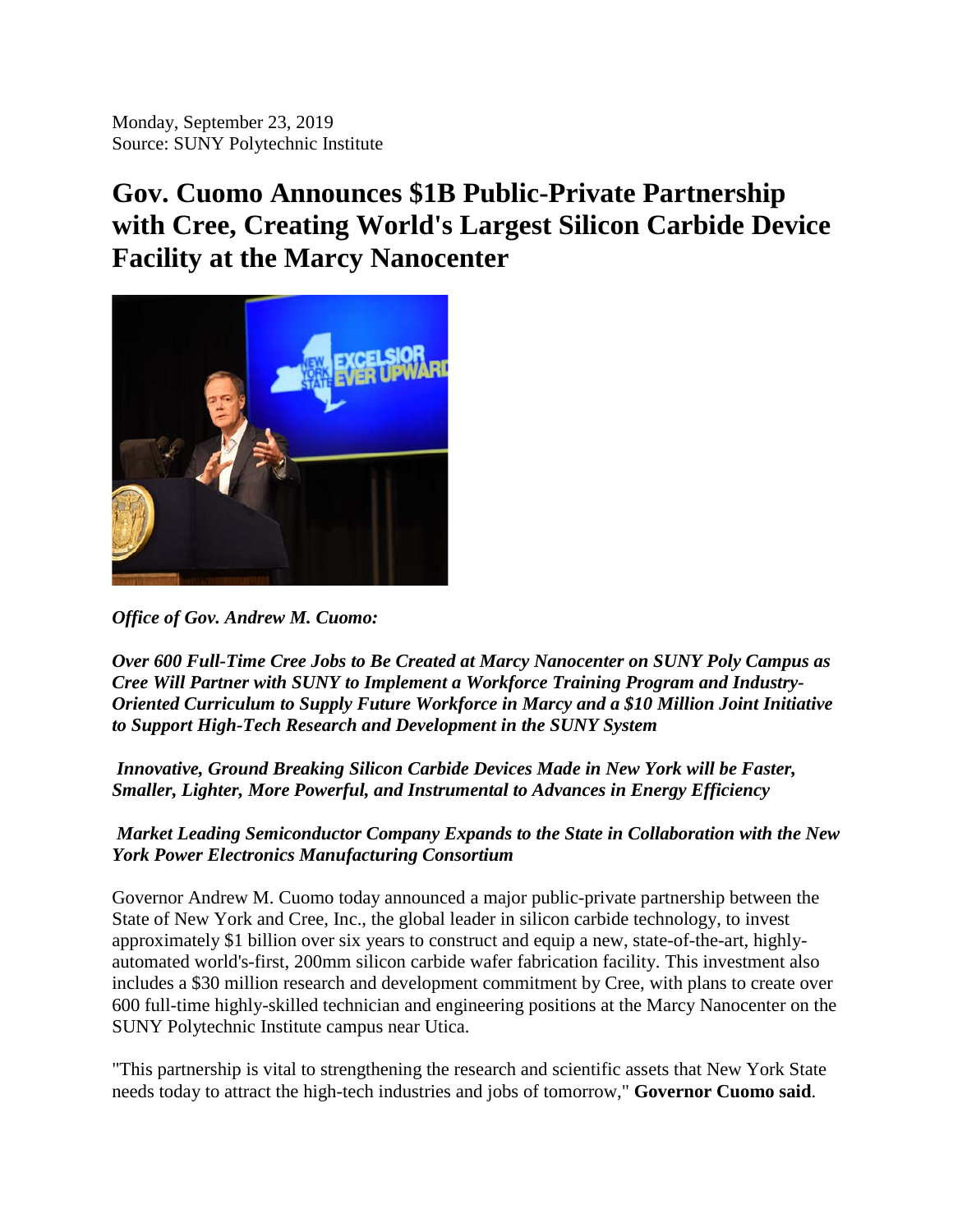Monday, September 23, 2019
Source: SUNY Polytechnic Institute

# Gov. Cuomo Announces $1B Public-Private Partnership with Cree, Creating World's Largest Silicon Carbide Device Facility at the Marcy Nanocenter

***Office of Gov. Andrew M. Cuomo:***

***Over 600 Full-Time Cree Jobs to Be Created at Marcy Nanocenter on SUNY Poly Campus as Cree Will Partner with SUNY to Implement a Workforce Training Program and Industry-Oriented Curriculum to Supply Future Workforce in Marcy and a $10 Million Joint Initiative to Support High-Tech Research and Development in the SUNY System***

***Innovative, Ground Breaking Silicon Carbide Devices Made in New York will be Faster, Smaller, Lighter, More Powerful, and Instrumental to Advances in Energy Efficiency***

***Market Leading Semiconductor Company Expands to the State in Collaboration with the New York Power Electronics Manufacturing Consortium***

Governor Andrew M. Cuomo today announced a major public-private partnership between the State of New York and Cree, Inc., the global leader in silicon carbide technology, to invest approximately $1 billion over six years to construct and equip a new, state-of-the-art, highly-automated world's-first, 200mm silicon carbide wafer fabrication facility. This investment also includes a $30 million research and development commitment by Cree, with plans to create over 600 full-time highly-skilled technician and engineering positions at the Marcy Nanocenter on the SUNY Polytechnic Institute campus near Utica.

"This partnership is vital to strengthening the research and scientific assets that New York State needs today to attract the high-tech industries and jobs of tomorrow," **Governor Cuomo said**.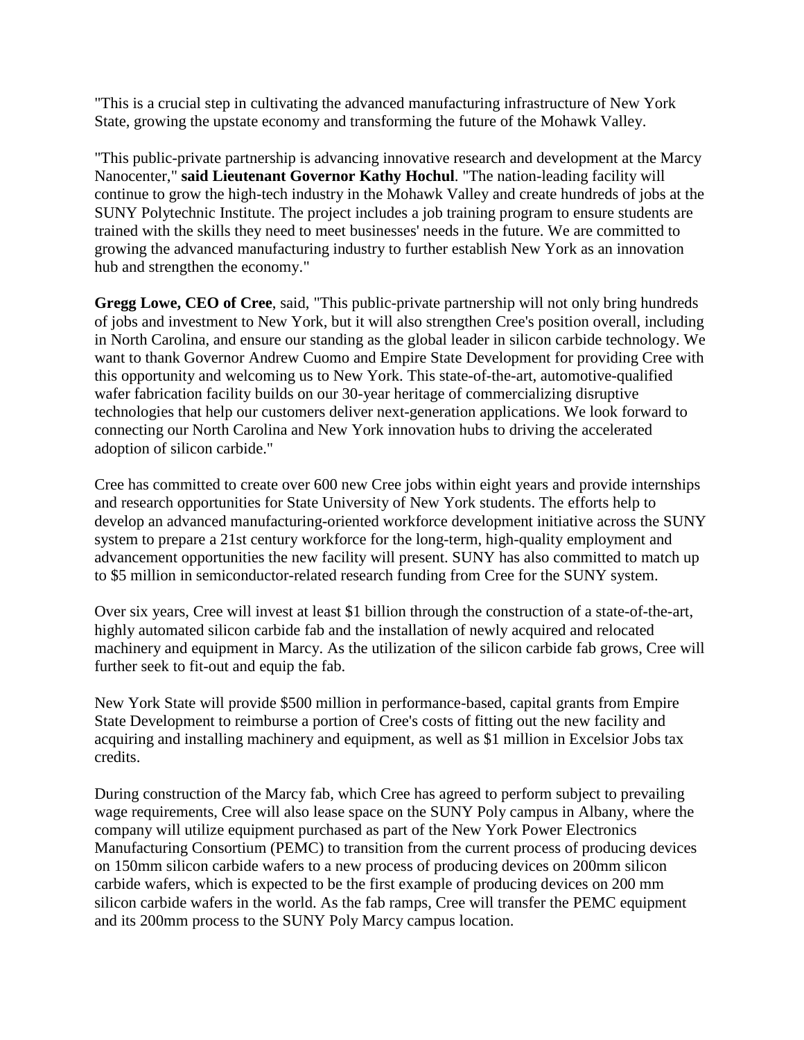"This is a crucial step in cultivating the advanced manufacturing infrastructure of New York State, growing the upstate economy and transforming the future of the Mohawk Valley.

"This public-private partnership is advancing innovative research and development at the Marcy Nanocenter," **said Lieutenant Governor Kathy Hochul**. "The nation-leading facility will continue to grow the high-tech industry in the Mohawk Valley and create hundreds of jobs at the SUNY Polytechnic Institute. The project includes a job training program to ensure students are trained with the skills they need to meet businesses' needs in the future. We are committed to growing the advanced manufacturing industry to further establish New York as an innovation hub and strengthen the economy."

**Gregg Lowe, CEO of Cree**, said, "This public-private partnership will not only bring hundreds of jobs and investment to New York, but it will also strengthen Cree's position overall, including in North Carolina, and ensure our standing as the global leader in silicon carbide technology. We want to thank Governor Andrew Cuomo and Empire State Development for providing Cree with this opportunity and welcoming us to New York. This state-of-the-art, automotive-qualified wafer fabrication facility builds on our 30-year heritage of commercializing disruptive technologies that help our customers deliver next-generation applications. We look forward to connecting our North Carolina and New York innovation hubs to driving the accelerated adoption of silicon carbide."

Cree has committed to create over 600 new Cree jobs within eight years and provide internships and research opportunities for State University of New York students. The efforts help to develop an advanced manufacturing-oriented workforce development initiative across the SUNY system to prepare a 21st century workforce for the long-term, high-quality employment and advancement opportunities the new facility will present. SUNY has also committed to match up to $5 million in semiconductor-related research funding from Cree for the SUNY system.

Over six years, Cree will invest at least $1 billion through the construction of a state-of-the-art, highly automated silicon carbide fab and the installation of newly acquired and relocated machinery and equipment in Marcy. As the utilization of the silicon carbide fab grows, Cree will further seek to fit-out and equip the fab.

New York State will provide $500 million in performance-based, capital grants from Empire State Development to reimburse a portion of Cree's costs of fitting out the new facility and acquiring and installing machinery and equipment, as well as $1 million in Excelsior Jobs tax credits.

During construction of the Marcy fab, which Cree has agreed to perform subject to prevailing wage requirements, Cree will also lease space on the SUNY Poly campus in Albany, where the company will utilize equipment purchased as part of the New York Power Electronics Manufacturing Consortium (PEMC) to transition from the current process of producing devices on 150mm silicon carbide wafers to a new process of producing devices on 200mm silicon carbide wafers, which is expected to be the first example of producing devices on 200 mm silicon carbide wafers in the world. As the fab ramps, Cree will transfer the PEMC equipment and its 200mm process to the SUNY Poly Marcy campus location.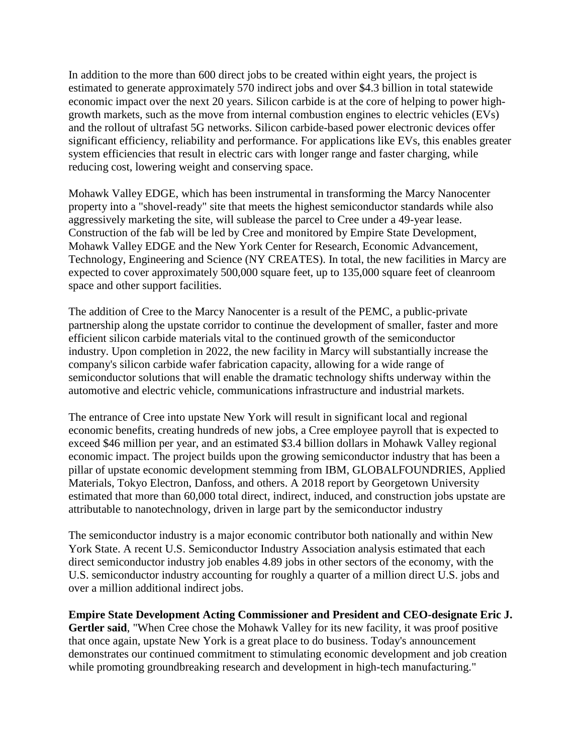In addition to the more than 600 direct jobs to be created within eight years, the project is estimated to generate approximately 570 indirect jobs and over $4.3 billion in total statewide economic impact over the next 20 years. Silicon carbide is at the core of helping to power high-growth markets, such as the move from internal combustion engines to electric vehicles (EVs) and the rollout of ultrafast 5G networks. Silicon carbide-based power electronic devices offer significant efficiency, reliability and performance. For applications like EVs, this enables greater system efficiencies that result in electric cars with longer range and faster charging, while reducing cost, lowering weight and conserving space.

Mohawk Valley EDGE, which has been instrumental in transforming the Marcy Nanocenter property into a "shovel-ready" site that meets the highest semiconductor standards while also aggressively marketing the site, will sublease the parcel to Cree under a 49-year lease. Construction of the fab will be led by Cree and monitored by Empire State Development, Mohawk Valley EDGE and the New York Center for Research, Economic Advancement, Technology, Engineering and Science (NY CREATES). In total, the new facilities in Marcy are expected to cover approximately 500,000 square feet, up to 135,000 square feet of cleanroom space and other support facilities.

The addition of Cree to the Marcy Nanocenter is a result of the PEMC, a public-private partnership along the upstate corridor to continue the development of smaller, faster and more efficient silicon carbide materials vital to the continued growth of the semiconductor industry. Upon completion in 2022, the new facility in Marcy will substantially increase the company's silicon carbide wafer fabrication capacity, allowing for a wide range of semiconductor solutions that will enable the dramatic technology shifts underway within the automotive and electric vehicle, communications infrastructure and industrial markets.

The entrance of Cree into upstate New York will result in significant local and regional economic benefits, creating hundreds of new jobs, a Cree employee payroll that is expected to exceed $46 million per year, and an estimated $3.4 billion dollars in Mohawk Valley regional economic impact. The project builds upon the growing semiconductor industry that has been a pillar of upstate economic development stemming from IBM, GLOBALFOUNDRIES, Applied Materials, Tokyo Electron, Danfoss, and others. A 2018 report by Georgetown University estimated that more than 60,000 total direct, indirect, induced, and construction jobs upstate are attributable to nanotechnology, driven in large part by the semiconductor industry

The semiconductor industry is a major economic contributor both nationally and within New York State. A recent U.S. Semiconductor Industry Association analysis estimated that each direct semiconductor industry job enables 4.89 jobs in other sectors of the economy, with the U.S. semiconductor industry accounting for roughly a quarter of a million direct U.S. jobs and over a million additional indirect jobs.

**Empire State Development Acting Commissioner and President and CEO-designate Eric J. Gertler said**, "When Cree chose the Mohawk Valley for its new facility, it was proof positive that once again, upstate New York is a great place to do business. Today's announcement demonstrates our continued commitment to stimulating economic development and job creation while promoting groundbreaking research and development in high-tech manufacturing."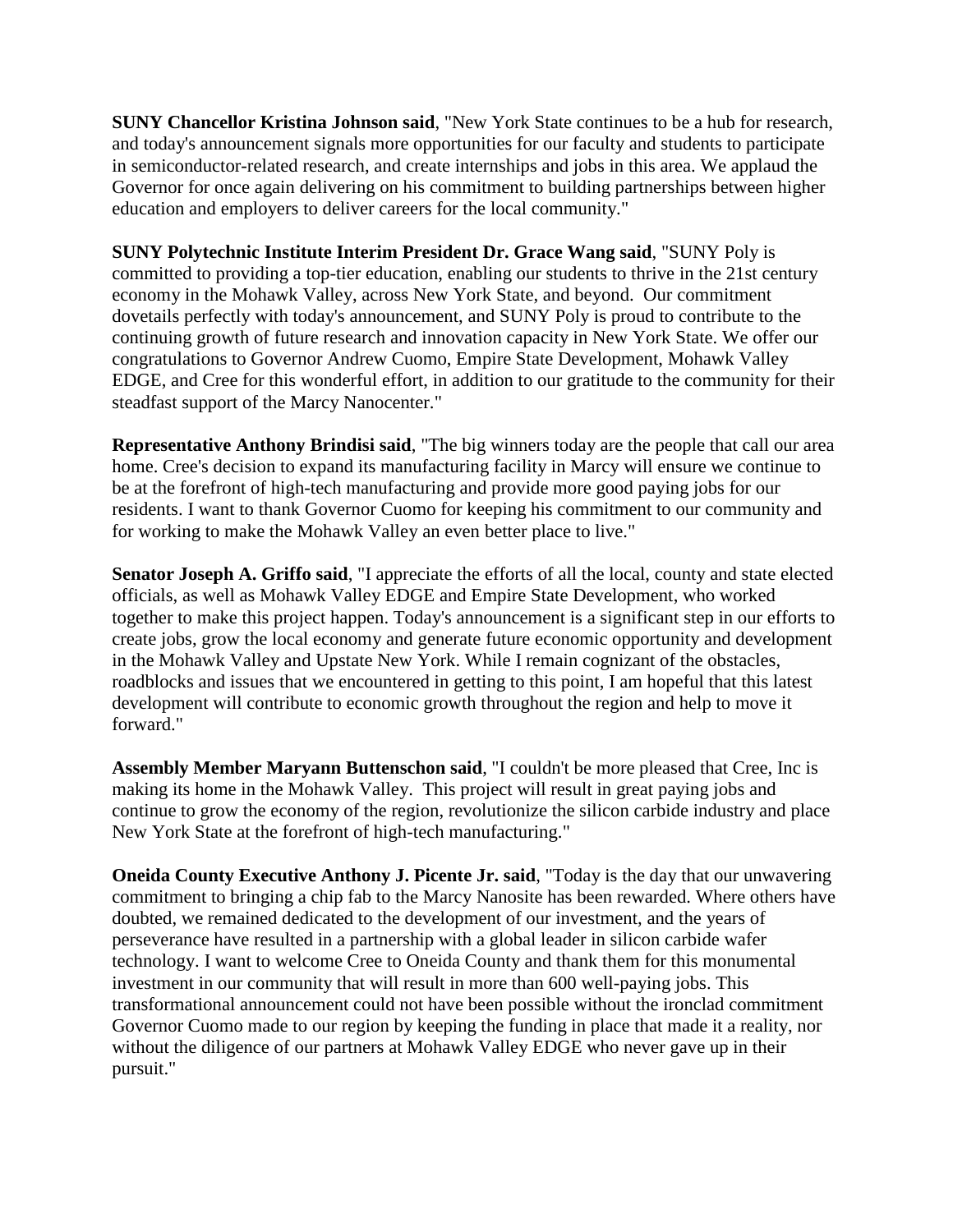**SUNY Chancellor Kristina Johnson said**, "New York State continues to be a hub for research, and today's announcement signals more opportunities for our faculty and students to participate in semiconductor-related research, and create internships and jobs in this area. We applaud the Governor for once again delivering on his commitment to building partnerships between higher education and employers to deliver careers for the local community."

**SUNY Polytechnic Institute Interim President Dr. Grace Wang said**, "SUNY Poly is committed to providing a top-tier education, enabling our students to thrive in the 21st century economy in the Mohawk Valley, across New York State, and beyond. Our commitment dovetails perfectly with today's announcement, and SUNY Poly is proud to contribute to the continuing growth of future research and innovation capacity in New York State. We offer our congratulations to Governor Andrew Cuomo, Empire State Development, Mohawk Valley EDGE, and Cree for this wonderful effort, in addition to our gratitude to the community for their steadfast support of the Marcy Nanocenter."

**Representative Anthony Brindisi said**, "The big winners today are the people that call our area home. Cree's decision to expand its manufacturing facility in Marcy will ensure we continue to be at the forefront of high-tech manufacturing and provide more good paying jobs for our residents. I want to thank Governor Cuomo for keeping his commitment to our community and for working to make the Mohawk Valley an even better place to live."

**Senator Joseph A. Griffo said**, "I appreciate the efforts of all the local, county and state elected officials, as well as Mohawk Valley EDGE and Empire State Development, who worked together to make this project happen. Today's announcement is a significant step in our efforts to create jobs, grow the local economy and generate future economic opportunity and development in the Mohawk Valley and Upstate New York. While I remain cognizant of the obstacles, roadblocks and issues that we encountered in getting to this point, I am hopeful that this latest development will contribute to economic growth throughout the region and help to move it forward."

**Assembly Member Maryann Buttenschon said**, "I couldn't be more pleased that Cree, Inc is making its home in the Mohawk Valley. This project will result in great paying jobs and continue to grow the economy of the region, revolutionize the silicon carbide industry and place New York State at the forefront of high-tech manufacturing."

**Oneida County Executive Anthony J. Picente Jr. said**, "Today is the day that our unwavering commitment to bringing a chip fab to the Marcy Nanosite has been rewarded. Where others have doubted, we remained dedicated to the development of our investment, and the years of perseverance have resulted in a partnership with a global leader in silicon carbide wafer technology. I want to welcome Cree to Oneida County and thank them for this monumental investment in our community that will result in more than 600 well-paying jobs. This transformational announcement could not have been possible without the ironclad commitment Governor Cuomo made to our region by keeping the funding in place that made it a reality, nor without the diligence of our partners at Mohawk Valley EDGE who never gave up in their pursuit."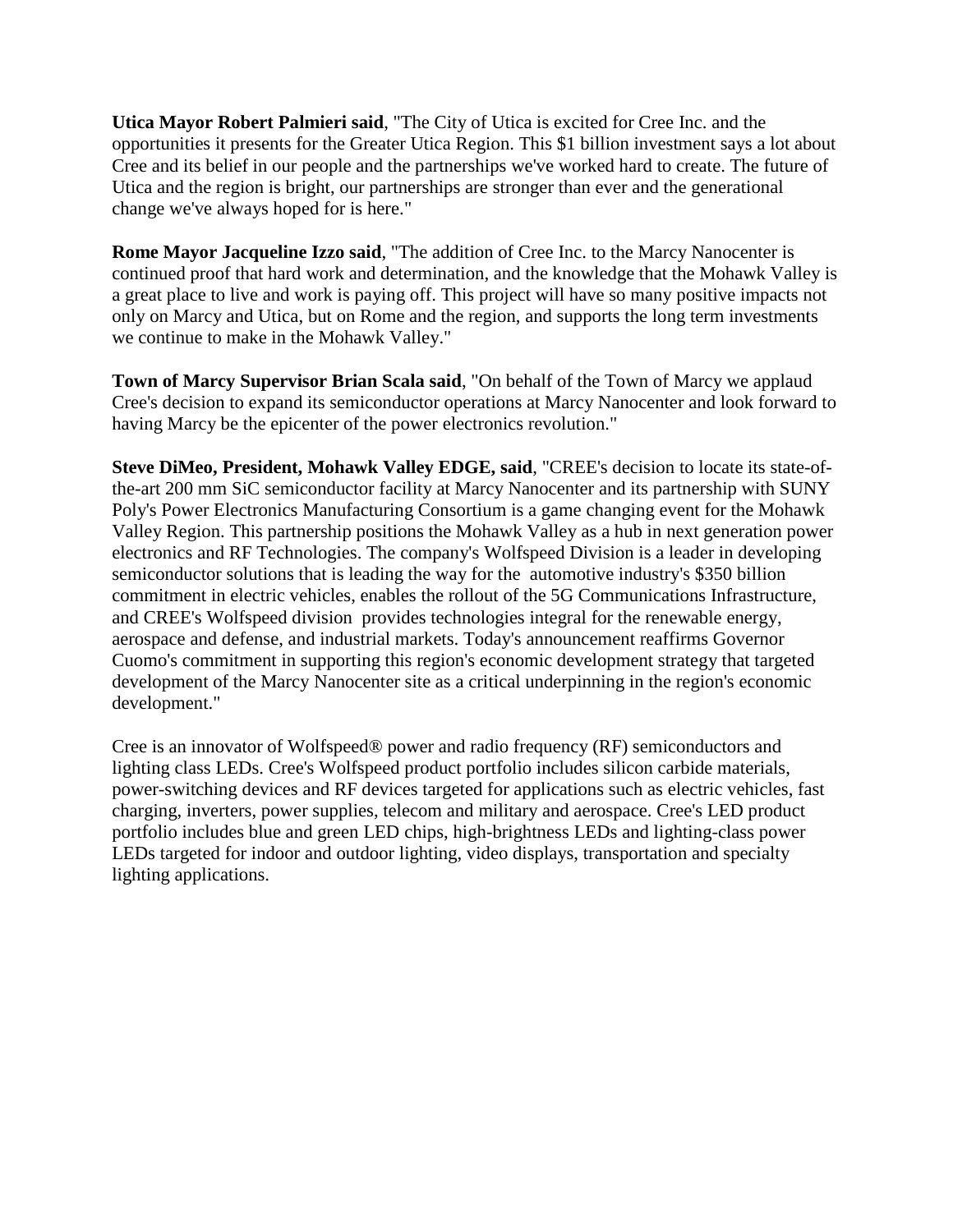**Utica Mayor Robert Palmieri said**, "The City of Utica is excited for Cree Inc. and the opportunities it presents for the Greater Utica Region. This $1 billion investment says a lot about Cree and its belief in our people and the partnerships we've worked hard to create. The future of Utica and the region is bright, our partnerships are stronger than ever and the generational change we've always hoped for is here."

**Rome Mayor Jacqueline Izzo said**, "The addition of Cree Inc. to the Marcy Nanocenter is continued proof that hard work and determination, and the knowledge that the Mohawk Valley is a great place to live and work is paying off. This project will have so many positive impacts not only on Marcy and Utica, but on Rome and the region, and supports the long term investments we continue to make in the Mohawk Valley."

**Town of Marcy Supervisor Brian Scala said**, "On behalf of the Town of Marcy we applaud Cree's decision to expand its semiconductor operations at Marcy Nanocenter and look forward to having Marcy be the epicenter of the power electronics revolution."

**Steve DiMeo, President, Mohawk Valley EDGE, said**, "CREE's decision to locate its state-of-the-art 200 mm SiC semiconductor facility at Marcy Nanocenter and its partnership with SUNY Poly's Power Electronics Manufacturing Consortium is a game changing event for the Mohawk Valley Region. This partnership positions the Mohawk Valley as a hub in next generation power electronics and RF Technologies. The company's Wolfspeed Division is a leader in developing semiconductor solutions that is leading the way for the automotive industry's $350 billion commitment in electric vehicles, enables the rollout of the 5G Communications Infrastructure, and CREE's Wolfspeed division provides technologies integral for the renewable energy, aerospace and defense, and industrial markets. Today's announcement reaffirms Governor Cuomo's commitment in supporting this region's economic development strategy that targeted development of the Marcy Nanocenter site as a critical underpinning in the region's economic development."

Cree is an innovator of Wolfspeed® power and radio frequency (RF) semiconductors and lighting class LEDs. Cree's Wolfspeed product portfolio includes silicon carbide materials, power-switching devices and RF devices targeted for applications such as electric vehicles, fast charging, inverters, power supplies, telecom and military and aerospace. Cree's LED product portfolio includes blue and green LED chips, high-brightness LEDs and lighting-class power LEDs targeted for indoor and outdoor lighting, video displays, transportation and specialty lighting applications.